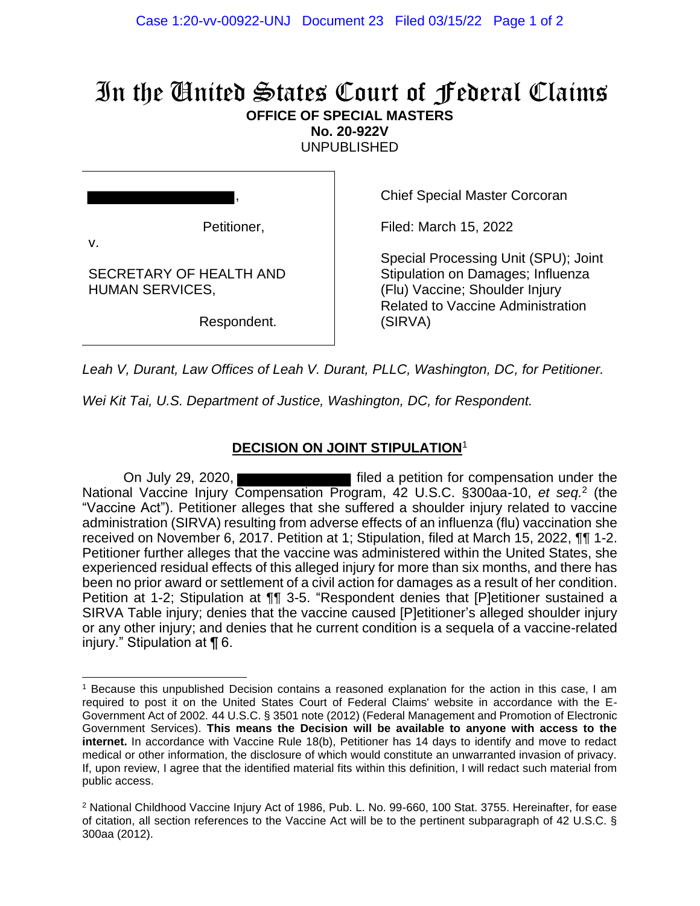# In the United States Court of Federal Claims

**OFFICE OF SPECIAL MASTERS**
**No. 20-922V**
UNPUBLISHED

| | |
|---|---|
| [REDACTED], <br><br> Petitioner, <br> v. <br><br> SECRETARY OF HEALTH AND HUMAN SERVICES, <br><br> Respondent. | Chief Special Master Corcoran <br><br> Filed: March 15, 2022 <br><br> Special Processing Unit (SPU); Joint Stipulation on Damages; Influenza (Flu) Vaccine; Shoulder Injury Related to Vaccine Administration (SIRVA) |

*Leah V, Durant, Law Offices of Leah V. Durant, PLLC, Washington, DC, for Petitioner.*

*Wei Kit Tai, U.S. Department of Justice, Washington, DC, for Respondent.*

## **DECISION ON JOINT STIPULATION**[1]

On July 29, 2020, [REDACTED] filed a petition for compensation under the National Vaccine Injury Compensation Program, 42 U.S.C. §300aa-10, *et seq.*[2] (the "Vaccine Act"). Petitioner alleges that she suffered a shoulder injury related to vaccine administration (SIRVA) resulting from adverse effects of an influenza (flu) vaccination she received on November 6, 2017. Petition at 1; Stipulation, filed at March 15, 2022, ¶¶ 1-2. Petitioner further alleges that the vaccine was administered within the United States, she experienced residual effects of this alleged injury for more than six months, and there has been no prior award or settlement of a civil action for damages as a result of her condition. Petition at 1-2; Stipulation at ¶¶ 3-5. "Respondent denies that [P]etitioner sustained a SIRVA Table injury; denies that the vaccine caused [P]etitioner's alleged shoulder injury or any other injury; and denies that he current condition is a sequela of a vaccine-related injury." Stipulation at ¶ 6.

---

[1] Because this unpublished Decision contains a reasoned explanation for the action in this case, I am required to post it on the United States Court of Federal Claims' website in accordance with the E-Government Act of 2002. 44 U.S.C. § 3501 note (2012) (Federal Management and Promotion of Electronic Government Services). **This means the Decision will be available to anyone with access to the internet.** In accordance with Vaccine Rule 18(b), Petitioner has 14 days to identify and move to redact medical or other information, the disclosure of which would constitute an unwarranted invasion of privacy. If, upon review, I agree that the identified material fits within this definition, I will redact such material from public access.

[2] National Childhood Vaccine Injury Act of 1986, Pub. L. No. 99-660, 100 Stat. 3755. Hereinafter, for ease of citation, all section references to the Vaccine Act will be to the pertinent subparagraph of 42 U.S.C. § 300aa (2012).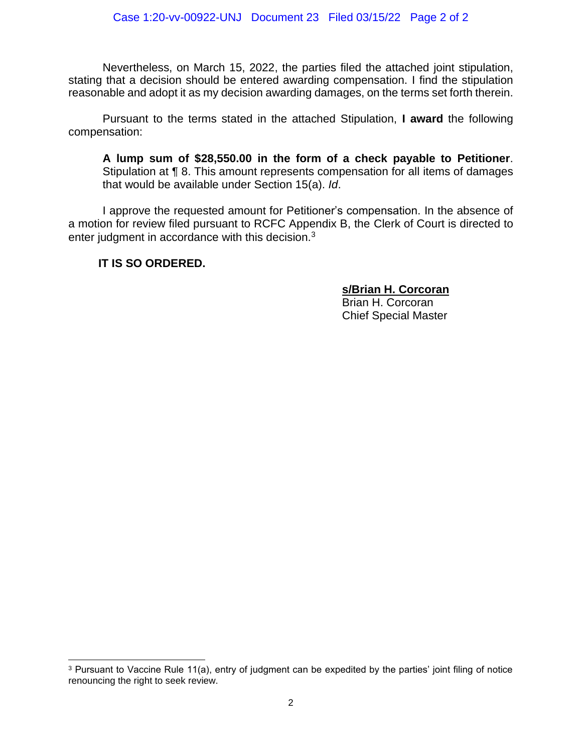Nevertheless, on March 15, 2022, the parties filed the attached joint stipulation, stating that a decision should be entered awarding compensation. I find the stipulation reasonable and adopt it as my decision awarding damages, on the terms set forth therein.

Pursuant to the terms stated in the attached Stipulation, **I award** the following compensation:

> **A lump sum of $28,550.00 in the form of a check payable to Petitioner**. Stipulation at ¶ 8. This amount represents compensation for all items of damages that would be available under Section 15(a). *Id*.

I approve the requested amount for Petitioner's compensation. In the absence of a motion for review filed pursuant to RCFC Appendix B, the Clerk of Court is directed to enter judgment in accordance with this decision.[3]

**IT IS SO ORDERED.**

**s/Brian H. Corcoran**
Brian H. Corcoran
Chief Special Master

---

[3] Pursuant to Vaccine Rule 11(a), entry of judgment can be expedited by the parties' joint filing of notice renouncing the right to seek review.